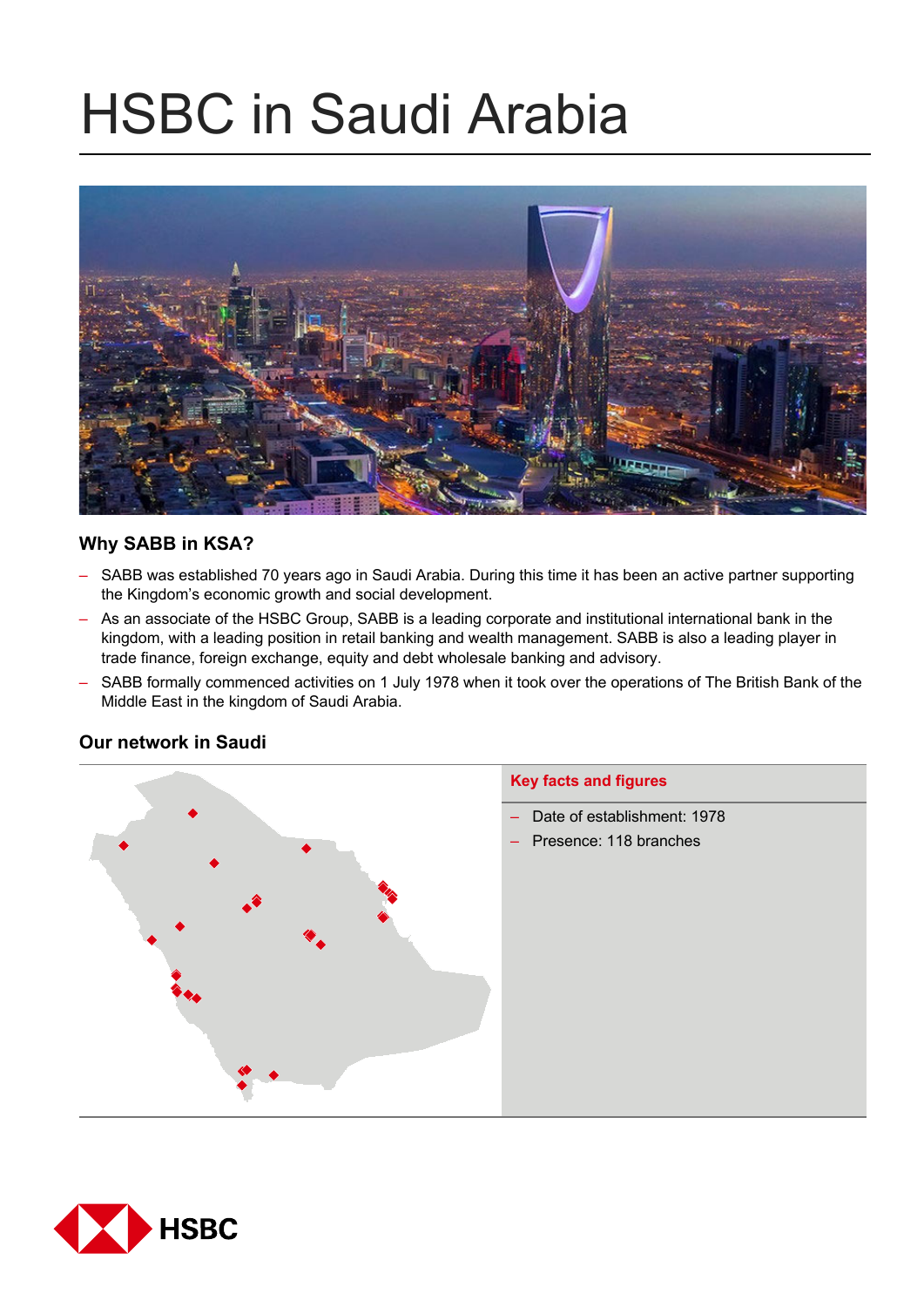# HSBC in Saudi Arabia

## Why SABB in KSA?

- SABB was established 70 years ago in Saudi Arabia. During this time it has been an active partner supporting the Kingdom's economic growth and social development.
- As an associate of the HSBC Group, SABB is a leading corporate and institutional international bank in the kingdom, with a leading position in retail banking and wealth management. SABB is also a leading player in trade finance, foreign exchange, equity and debt wholesale banking and advisory.
- SABB formally commenced activities on 1 July 1978 when it took over the operations of The British Bank of the Middle East in the kingdom of Saudi Arabia.

## Our network in Saudi

### Key facts and figures

- Date of establishment: 1978
- Presence: 118 branches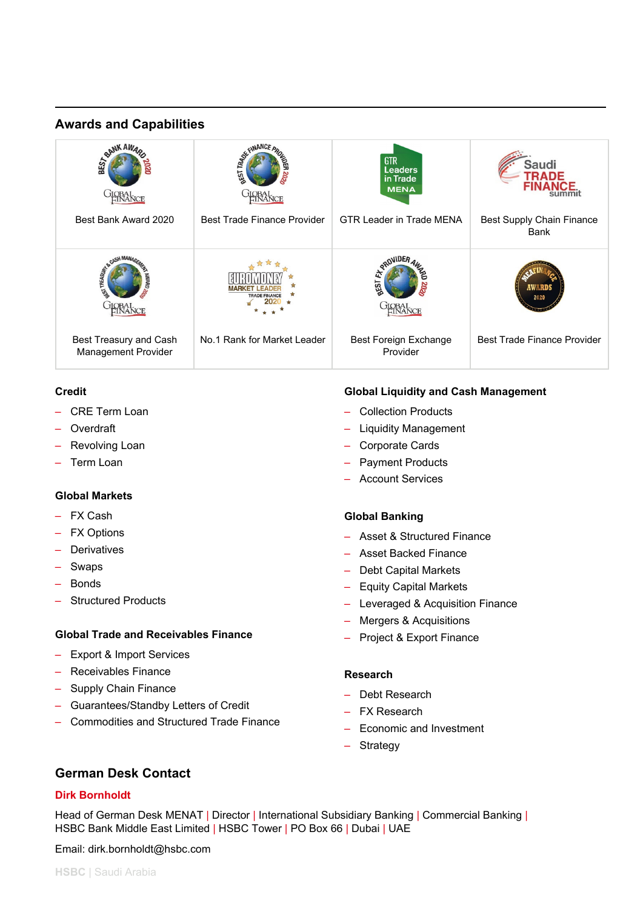## Awards and Capabilities

| | | | |
|---|---|---|---|
| Best Bank Award 2020 | Best Trade Finance Provider | GTR Leader in Trade MENA | Best Supply Chain Finance Bank |
| Best Treasury and Cash Management Provider | No.1 Rank for Market Leader | Best Foreign Exchange Provider | Best Trade Finance Provider |

### Credit

- CRE Term Loan
- Overdraft
- Revolving Loan
- Term Loan

### Global Markets

- FX Cash
- FX Options
- Derivatives
- Swaps
- Bonds
- Structured Products

### Global Trade and Receivables Finance

- Export & Import Services
- Receivables Finance
- Supply Chain Finance
- Guarantees/Standby Letters of Credit
- Commodities and Structured Trade Finance

### Global Liquidity and Cash Management

- Collection Products
- Liquidity Management
- Corporate Cards
- Payment Products
- Account Services

### Global Banking

- Asset & Structured Finance
- Asset Backed Finance
- Debt Capital Markets
- Equity Capital Markets
- Leveraged & Acquisition Finance
- Mergers & Acquisitions
- Project & Export Finance

### Research

- Debt Research
- FX Research
- Economic and Investment
- Strategy

## German Desk Contact

**Dirk Bornholdt**

Head of German Desk MENAT | Director | International Subsidiary Banking | Commercial Banking | HSBC Bank Middle East Limited | HSBC Tower | PO Box 66 | Dubai | UAE

Email: dirk.bornholdt@hsbc.com